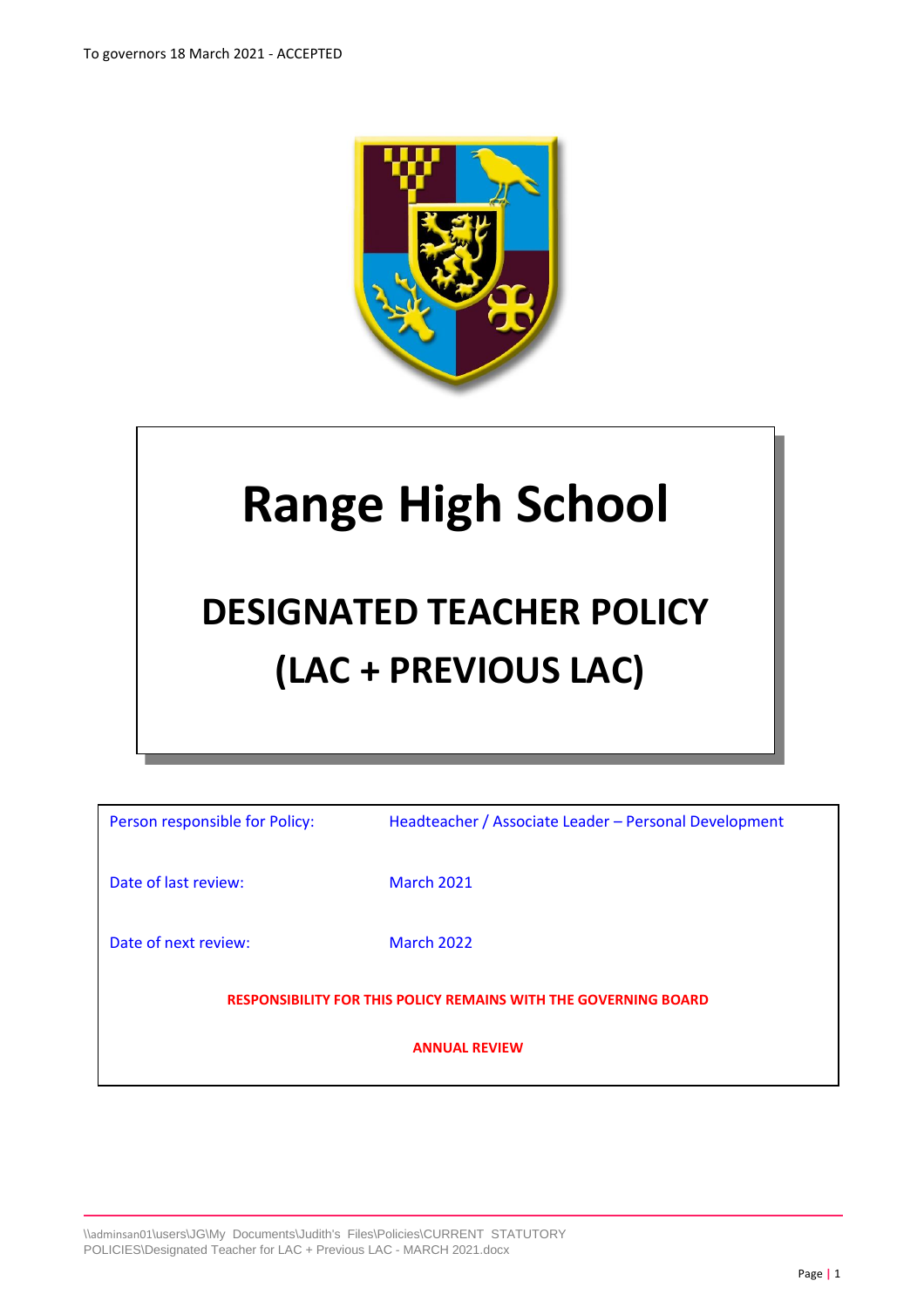To governors 18 March 2021 - ACCEPTED

# Range High School

## DESIGNATED TEACHER POLICY (LAC + PREVIOUS LAC)

| | |
|---|---|
| Person responsible for Policy: | Headteacher / Associate Leader – Personal Development |
| Date of last review: | March 2021 |
| Date of next review: | March 2022 |

**RESPONSIBILITY FOR THIS POLICY REMAINS WITH THE GOVERNING BOARD**

**ANNUAL REVIEW**

\\adminsan01\users\JG\My Documents\Judith's Files\Policies\CURRENT STATUTORY POLICIES\Designated Teacher for LAC + Previous LAC - MARCH 2021.docx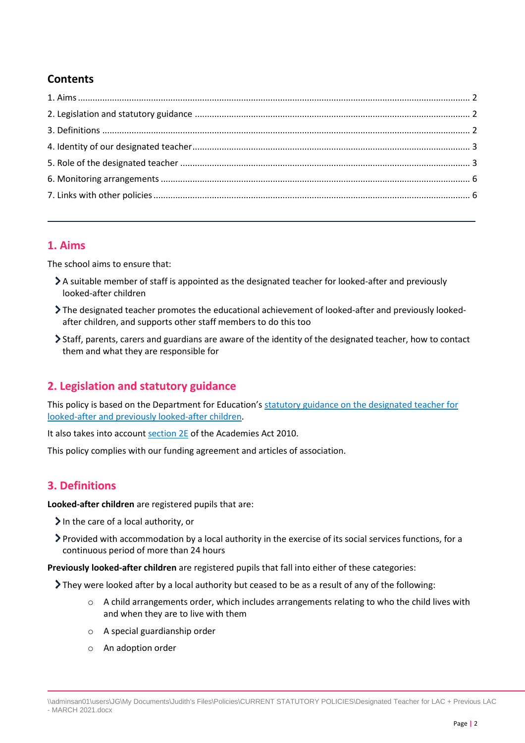## Contents

1. Aims ........ 2
2. Legislation and statutory guidance ........ 2
3. Definitions ........ 2
4. Identity of our designated teacher ........ 3
5. Role of the designated teacher ........ 3
6. Monitoring arrangements ........ 6
7. Links with other policies ........ 6

---

## 1. Aims

The school aims to ensure that:

- A suitable member of staff is appointed as the designated teacher for looked-after and previously looked-after children
- The designated teacher promotes the educational achievement of looked-after and previously looked-after children, and supports other staff members to do this too
- Staff, parents, carers and guardians are aware of the identity of the designated teacher, how to contact them and what they are responsible for

## 2. Legislation and statutory guidance

This policy is based on the Department for Education's statutory guidance on the designated teacher for looked-after and previously looked-after children.

It also takes into account section 2E of the Academies Act 2010.

This policy complies with our funding agreement and articles of association.

## 3. Definitions

**Looked-after children** are registered pupils that are:

- In the care of a local authority, or
- Provided with accommodation by a local authority in the exercise of its social services functions, for a continuous period of more than 24 hours

**Previously looked-after children** are registered pupils that fall into either of these categories:

- They were looked after by a local authority but ceased to be as a result of any of the following:
    - A child arrangements order, which includes arrangements relating to who the child lives with and when they are to live with them
    - A special guardianship order
    - An adoption order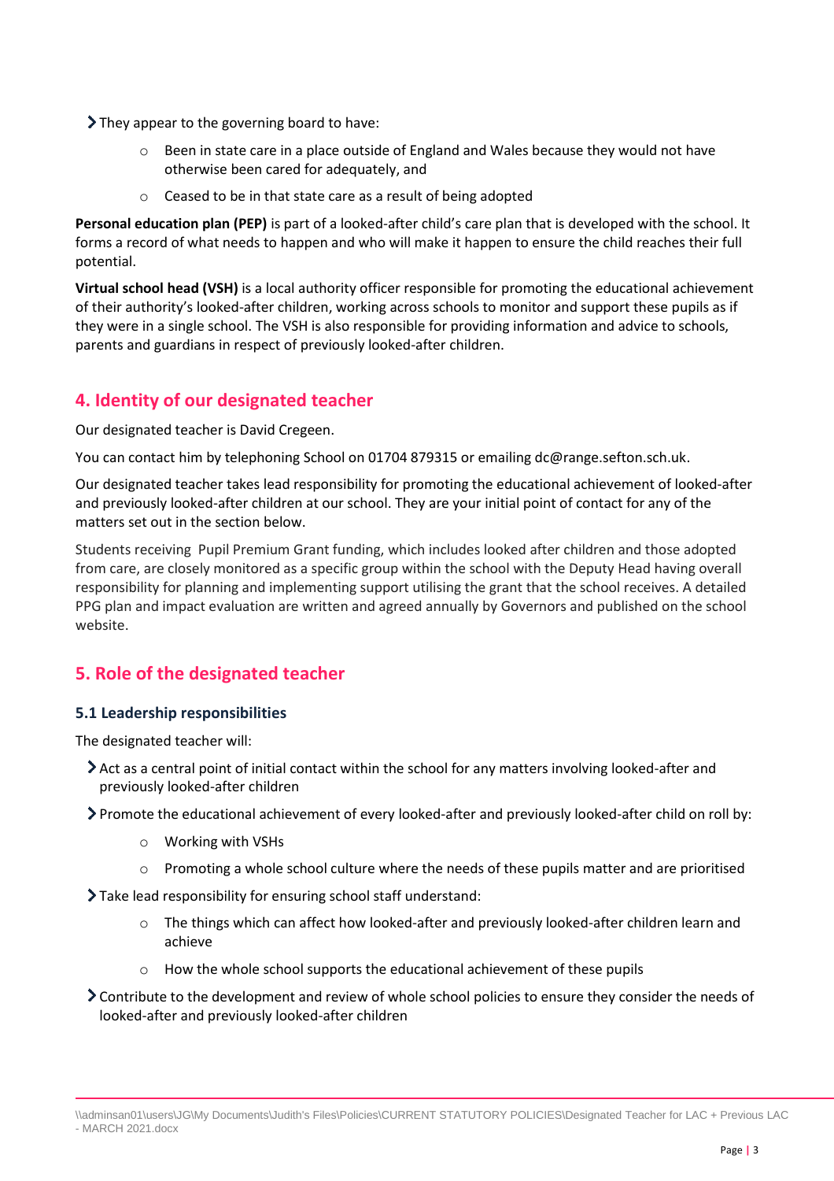- They appear to the governing board to have:
    - Been in state care in a place outside of England and Wales because they would not have otherwise been cared for adequately, and
    - Ceased to be in that state care as a result of being adopted

**Personal education plan (PEP)** is part of a looked-after child's care plan that is developed with the school. It forms a record of what needs to happen and who will make it happen to ensure the child reaches their full potential.

**Virtual school head (VSH)** is a local authority officer responsible for promoting the educational achievement of their authority's looked-after children, working across schools to monitor and support these pupils as if they were in a single school. The VSH is also responsible for providing information and advice to schools, parents and guardians in respect of previously looked-after children.

## 4. Identity of our designated teacher

Our designated teacher is David Cregeen.

You can contact him by telephoning School on 01704 879315 or emailing dc@range.sefton.sch.uk.

Our designated teacher takes lead responsibility for promoting the educational achievement of looked-after and previously looked-after children at our school. They are your initial point of contact for any of the matters set out in the section below.

Students receiving Pupil Premium Grant funding, which includes looked after children and those adopted from care, are closely monitored as a specific group within the school with the Deputy Head having overall responsibility for planning and implementing support utilising the grant that the school receives. A detailed PPG plan and impact evaluation are written and agreed annually by Governors and published on the school website.

## 5. Role of the designated teacher

### 5.1 Leadership responsibilities

The designated teacher will:

- Act as a central point of initial contact within the school for any matters involving looked-after and previously looked-after children
- Promote the educational achievement of every looked-after and previously looked-after child on roll by:
    - Working with VSHs
    - Promoting a whole school culture where the needs of these pupils matter and are prioritised
- Take lead responsibility for ensuring school staff understand:
    - The things which can affect how looked-after and previously looked-after children learn and achieve
    - How the whole school supports the educational achievement of these pupils
- Contribute to the development and review of whole school policies to ensure they consider the needs of looked-after and previously looked-after children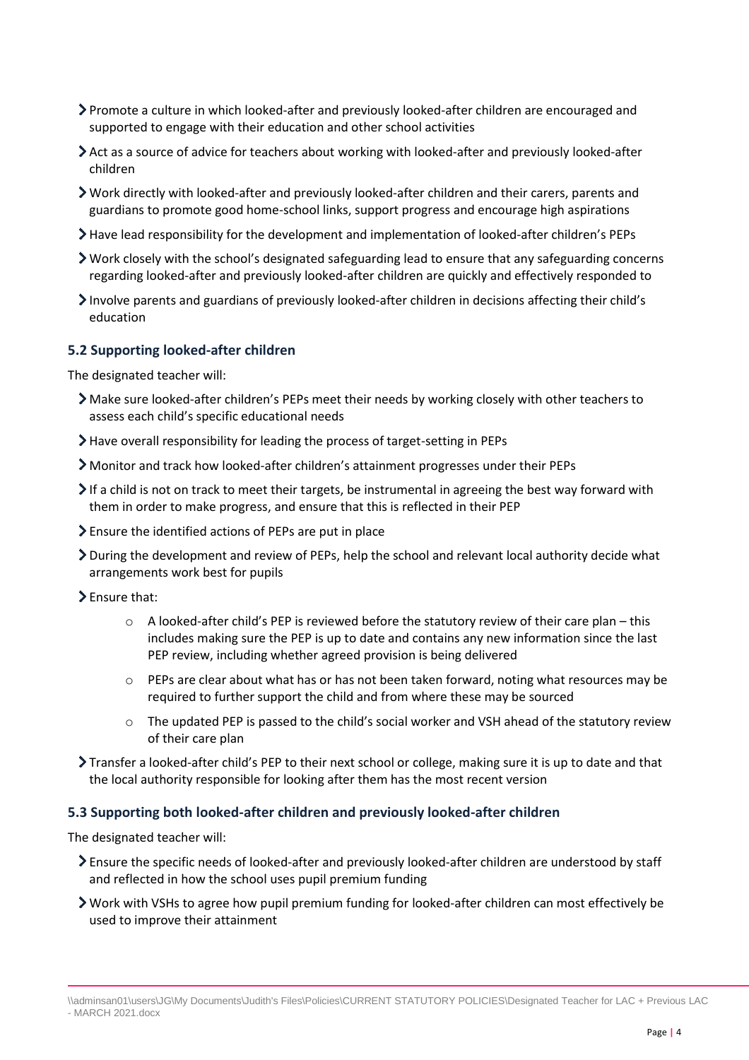- Promote a culture in which looked-after and previously looked-after children are encouraged and supported to engage with their education and other school activities
- Act as a source of advice for teachers about working with looked-after and previously looked-after children
- Work directly with looked-after and previously looked-after children and their carers, parents and guardians to promote good home-school links, support progress and encourage high aspirations
- Have lead responsibility for the development and implementation of looked-after children's PEPs
- Work closely with the school's designated safeguarding lead to ensure that any safeguarding concerns regarding looked-after and previously looked-after children are quickly and effectively responded to
- Involve parents and guardians of previously looked-after children in decisions affecting their child's education

### 5.2 Supporting looked-after children

The designated teacher will:

- Make sure looked-after children's PEPs meet their needs by working closely with other teachers to assess each child's specific educational needs
- Have overall responsibility for leading the process of target-setting in PEPs
- Monitor and track how looked-after children's attainment progresses under their PEPs
- If a child is not on track to meet their targets, be instrumental in agreeing the best way forward with them in order to make progress, and ensure that this is reflected in their PEP
- Ensure the identified actions of PEPs are put in place
- During the development and review of PEPs, help the school and relevant local authority decide what arrangements work best for pupils
- Ensure that:
    - A looked-after child's PEP is reviewed before the statutory review of their care plan – this includes making sure the PEP is up to date and contains any new information since the last PEP review, including whether agreed provision is being delivered
    - PEPs are clear about what has or has not been taken forward, noting what resources may be required to further support the child and from where these may be sourced
    - The updated PEP is passed to the child's social worker and VSH ahead of the statutory review of their care plan
- Transfer a looked-after child's PEP to their next school or college, making sure it is up to date and that the local authority responsible for looking after them has the most recent version

### 5.3 Supporting both looked-after children and previously looked-after children

The designated teacher will:

- Ensure the specific needs of looked-after and previously looked-after children are understood by staff and reflected in how the school uses pupil premium funding
- Work with VSHs to agree how pupil premium funding for looked-after children can most effectively be used to improve their attainment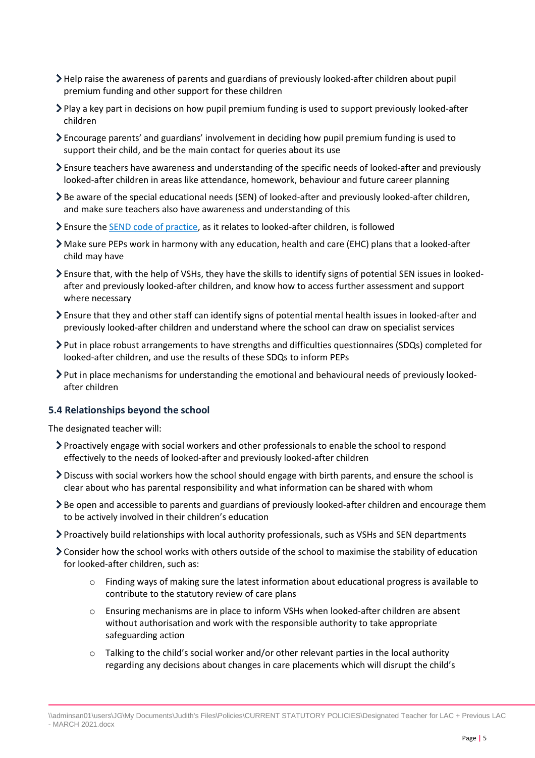- Help raise the awareness of parents and guardians of previously looked-after children about pupil premium funding and other support for these children
- Play a key part in decisions on how pupil premium funding is used to support previously looked-after children
- Encourage parents' and guardians' involvement in deciding how pupil premium funding is used to support their child, and be the main contact for queries about its use
- Ensure teachers have awareness and understanding of the specific needs of looked-after and previously looked-after children in areas like attendance, homework, behaviour and future career planning
- Be aware of the special educational needs (SEN) of looked-after and previously looked-after children, and make sure teachers also have awareness and understanding of this
- Ensure the [SEND code of practice](), as it relates to looked-after children, is followed
- Make sure PEPs work in harmony with any education, health and care (EHC) plans that a looked-after child may have
- Ensure that, with the help of VSHs, they have the skills to identify signs of potential SEN issues in looked-after and previously looked-after children, and know how to access further assessment and support where necessary
- Ensure that they and other staff can identify signs of potential mental health issues in looked-after and previously looked-after children and understand where the school can draw on specialist services
- Put in place robust arrangements to have strengths and difficulties questionnaires (SDQs) completed for looked-after children, and use the results of these SDQs to inform PEPs
- Put in place mechanisms for understanding the emotional and behavioural needs of previously looked-after children

### 5.4 Relationships beyond the school

The designated teacher will:

- Proactively engage with social workers and other professionals to enable the school to respond effectively to the needs of looked-after and previously looked-after children
- Discuss with social workers how the school should engage with birth parents, and ensure the school is clear about who has parental responsibility and what information can be shared with whom
- Be open and accessible to parents and guardians of previously looked-after children and encourage them to be actively involved in their children's education
- Proactively build relationships with local authority professionals, such as VSHs and SEN departments
- Consider how the school works with others outside of the school to maximise the stability of education for looked-after children, such as:
    - Finding ways of making sure the latest information about educational progress is available to contribute to the statutory review of care plans
    - Ensuring mechanisms are in place to inform VSHs when looked-after children are absent without authorisation and work with the responsible authority to take appropriate safeguarding action
    - Talking to the child's social worker and/or other relevant parties in the local authority regarding any decisions about changes in care placements which will disrupt the child's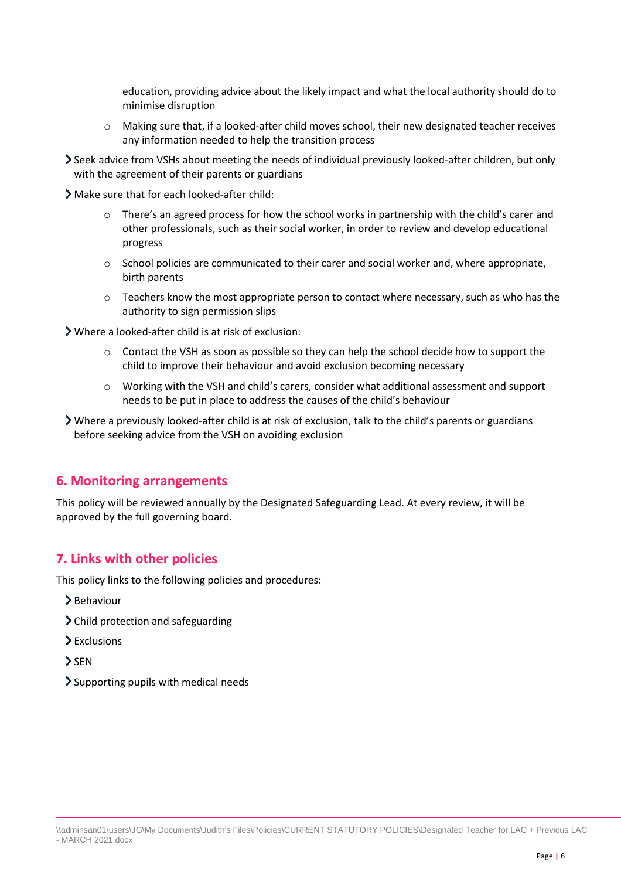education, providing advice about the likely impact and what the local authority should do to minimise disruption

  - Making sure that, if a looked-after child moves school, their new designated teacher receives any information needed to help the transition process

- Seek advice from VSHs about meeting the needs of individual previously looked-after children, but only with the agreement of their parents or guardians
- Make sure that for each looked-after child:
  - There's an agreed process for how the school works in partnership with the child's carer and other professionals, such as their social worker, in order to review and develop educational progress
  - School policies are communicated to their carer and social worker and, where appropriate, birth parents
  - Teachers know the most appropriate person to contact where necessary, such as who has the authority to sign permission slips
- Where a looked-after child is at risk of exclusion:
  - Contact the VSH as soon as possible so they can help the school decide how to support the child to improve their behaviour and avoid exclusion becoming necessary
  - Working with the VSH and child's carers, consider what additional assessment and support needs to be put in place to address the causes of the child's behaviour
- Where a previously looked-after child is at risk of exclusion, talk to the child's parents or guardians before seeking advice from the VSH on avoiding exclusion

## 6. Monitoring arrangements

This policy will be reviewed annually by the Designated Safeguarding Lead. At every review, it will be approved by the full governing board.

## 7. Links with other policies

This policy links to the following policies and procedures:

- Behaviour
- Child protection and safeguarding
- Exclusions
- SEN
- Supporting pupils with medical needs